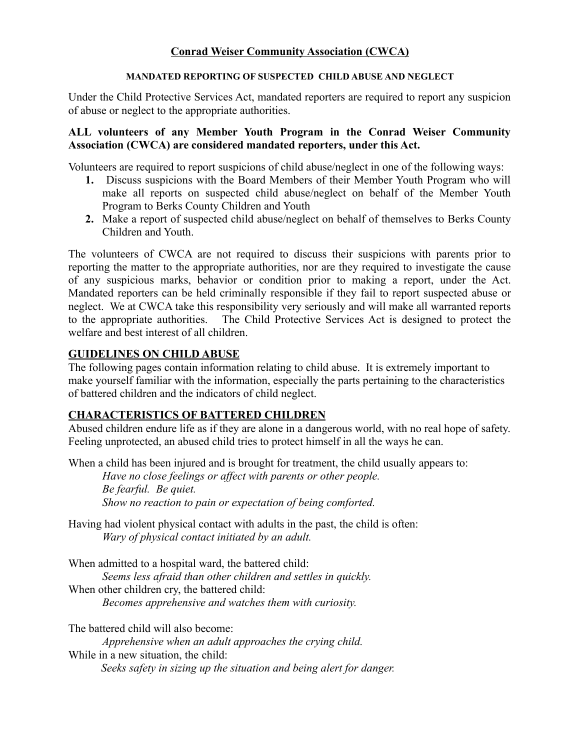# Conrad Weiser Community Association (CWCA)

## MANDATED REPORTING OF SUSPECTED CHILD ABUSE AND NEGLECT

Under the Child Protective Services Act, mandated reporters are required to report any suspicion of abuse or neglect to the appropriate authorities.

**ALL volunteers of any Member Youth Program in the Conrad Weiser Community Association (CWCA) are considered mandated reporters, under this Act.**

Volunteers are required to report suspicions of child abuse/neglect in one of the following ways:

1. Discuss suspicions with the Board Members of their Member Youth Program who will make all reports on suspected child abuse/neglect on behalf of the Member Youth Program to Berks County Children and Youth
2. Make a report of suspected child abuse/neglect on behalf of themselves to Berks County Children and Youth.

The volunteers of CWCA are not required to discuss their suspicions with parents prior to reporting the matter to the appropriate authorities, nor are they required to investigate the cause of any suspicious marks, behavior or condition prior to making a report, under the Act. Mandated reporters can be held criminally responsible if they fail to report suspected abuse or neglect. We at CWCA take this responsibility very seriously and will make all warranted reports to the appropriate authorities. The Child Protective Services Act is designed to protect the welfare and best interest of all children.

## GUIDELINES ON CHILD ABUSE

The following pages contain information relating to child abuse. It is extremely important to make yourself familiar with the information, especially the parts pertaining to the characteristics of battered children and the indicators of child neglect.

## CHARACTERISTICS OF BATTERED CHILDREN

Abused children endure life as if they are alone in a dangerous world, with no real hope of safety. Feeling unprotected, an abused child tries to protect himself in all the ways he can.

When a child has been injured and is brought for treatment, the child usually appears to:

*Have no close feelings or affect with parents or other people.*
*Be fearful. Be quiet.*
*Show no reaction to pain or expectation of being comforted.*

Having had violent physical contact with adults in the past, the child is often:

*Wary of physical contact initiated by an adult.*

When admitted to a hospital ward, the battered child:

*Seems less afraid than other children and settles in quickly.*

When other children cry, the battered child:

*Becomes apprehensive and watches them with curiosity.*

The battered child will also become:

*Apprehensive when an adult approaches the crying child.*

While in a new situation, the child:

*Seeks safety in sizing up the situation and being alert for danger.*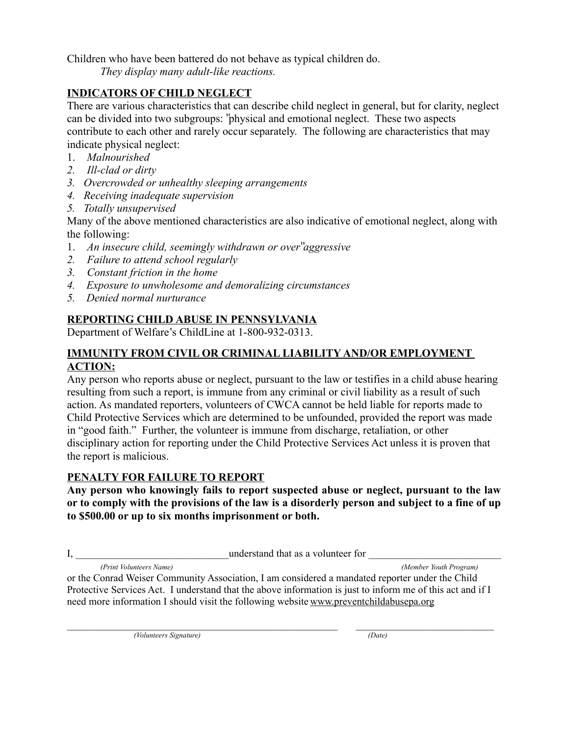Children who have been battered do not behave as typical children do.
*They display many adult-like reactions.*

## INDICATORS OF CHILD NEGLECT

There are various characteristics that can describe child neglect in general, but for clarity, neglect can be divided into two subgroups: "physical and emotional neglect. These two aspects contribute to each other and rarely occur separately. The following are characteristics that may indicate physical neglect:

1. *Malnourished*
2. *Ill-clad or dirty*
3. *Overcrowded or unhealthy sleeping arrangements*
4. *Receiving inadequate supervision*
5. *Totally unsupervised*

Many of the above mentioned characteristics are also indicative of emotional neglect, along with the following:

1. *An insecure child, seemingly withdrawn or over"aggressive*
2. *Failure to attend school regularly*
3. *Constant friction in the home*
4. *Exposure to unwholesome and demoralizing circumstances*
5. *Denied normal nurturance*

## REPORTING CHILD ABUSE IN PENNSYLVANIA

Department of Welfare's ChildLine at 1-800-932-0313.

## IMMUNITY FROM CIVIL OR CRIMINAL LIABILITY AND/OR EMPLOYMENT ACTION:

Any person who reports abuse or neglect, pursuant to the law or testifies in a child abuse hearing resulting from such a report, is immune from any criminal or civil liability as a result of such action. As mandated reporters, volunteers of CWCA cannot be held liable for reports made to Child Protective Services which are determined to be unfounded, provided the report was made in "good faith." Further, the volunteer is immune from discharge, retaliation, or other disciplinary action for reporting under the Child Protective Services Act unless it is proven that the report is malicious.

## PENALTY FOR FAILURE TO REPORT

**Any person who knowingly fails to report suspected abuse or neglect, pursuant to the law or to comply with the provisions of the law is a disorderly person and subject to a fine of up to $500.00 or up to six months imprisonment or both.**

I, ______________________________ understand that as a volunteer for __________________________
*(Print Volunteers Name)* *(Member Youth Program)*
or the Conrad Weiser Community Association, I am considered a mandated reporter under the Child Protective Services Act. I understand that the above information is just to inform me of this act and if I need more information I should visit the following website www.preventchildabusepa.org

________________________________________________________ ____________________________
*(Volunteers Signature)* *(Date)*